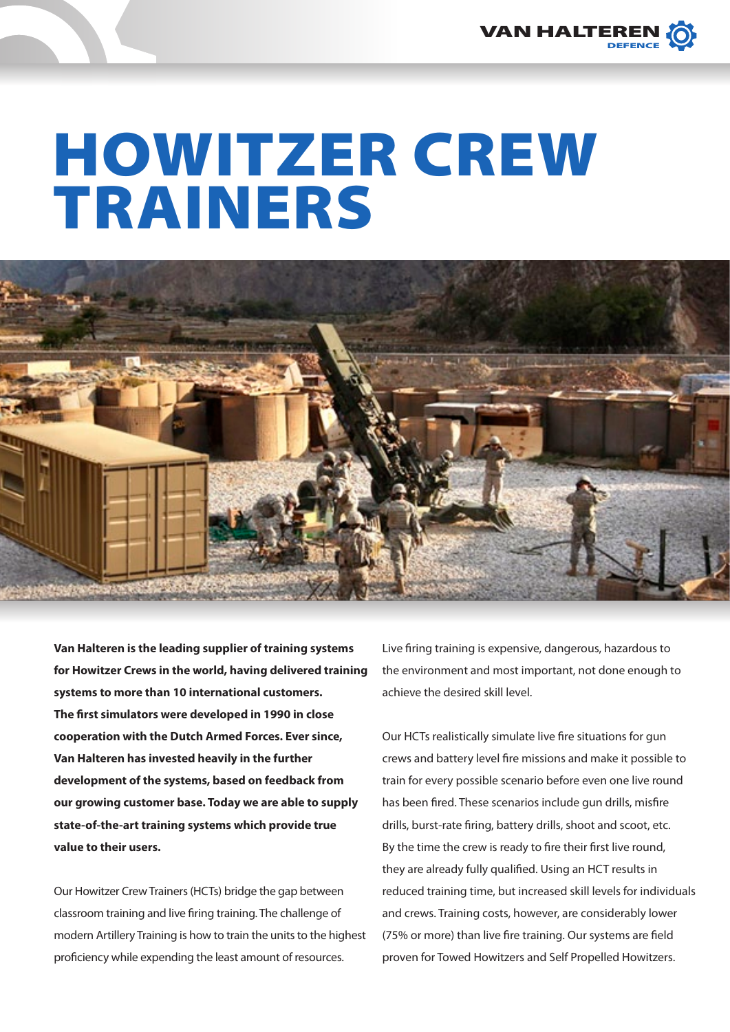# HOWITZER CREW TRAINERS

**Van Halteren is the leading supplier of training systems for Howitzer Crews in the world, having delivered training systems to more than 10 international customers. The first simulators were developed in 1990 in close cooperation with the Dutch Armed Forces. Ever since, Van Halteren has invested heavily in the further development of the systems, based on feedback from our growing customer base. Today we are able to supply state-of-the-art training systems which provide true value to their users.**

Our Howitzer Crew Trainers (HCTs) bridge the gap between classroom training and live firing training. The challenge of modern Artillery Training is how to train the units to the highest proficiency while expending the least amount of resources.

Live firing training is expensive, dangerous, hazardous to the environment and most important, not done enough to achieve the desired skill level.

Our HCTs realistically simulate live fire situations for gun crews and battery level fire missions and make it possible to train for every possible scenario before even one live round has been fired. These scenarios include gun drills, misfire drills, burst-rate firing, battery drills, shoot and scoot, etc. By the time the crew is ready to fire their first live round, they are already fully qualified. Using an HCT results in reduced training time, but increased skill levels for individuals and crews. Training costs, however, are considerably lower (75% or more) than live fire training. Our systems are field proven for Towed Howitzers and Self Propelled Howitzers.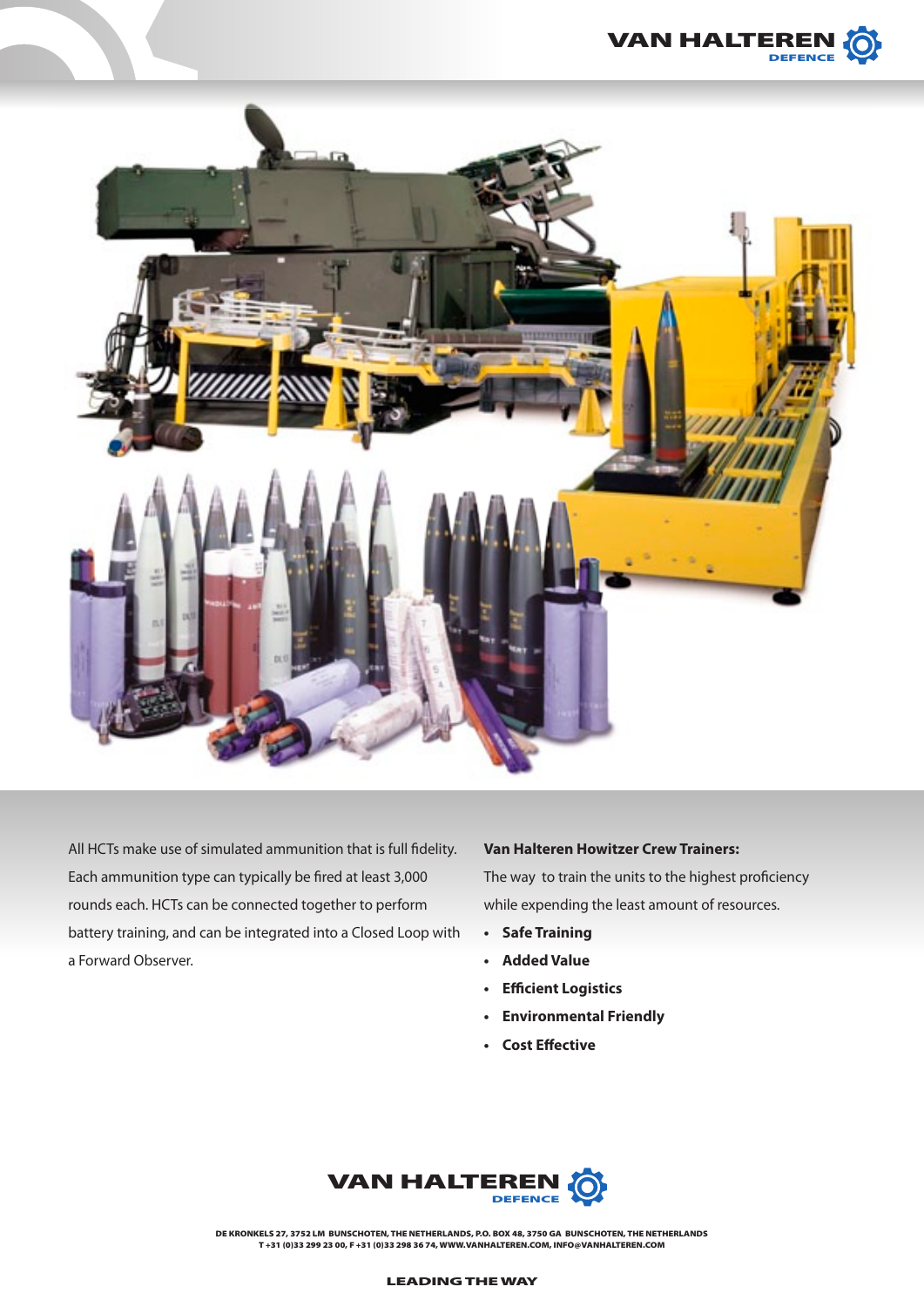All HCTs make use of simulated ammunition that is full fidelity. Each ammunition type can typically be fired at least 3,000 rounds each. HCTs can be connected together to perform battery training, and can be integrated into a Closed Loop with a Forward Observer.

**Van Halteren Howitzer Crew Trainers:**

The way to train the units to the highest proficiency while expending the least amount of resources.

- **Safe Training**
- **Added Value**
- **Efficient Logistics**
- **Environmental Friendly**
- **Cost Effective**

VAN HALTEREN DEFENCE

DE KRONKELS 27, 3752 LM BUNSCHOTEN, THE NETHERLANDS, P.O. BOX 48, 3750 GA BUNSCHOTEN, THE NETHERLANDS
T +31 (0)33 299 23 00, F +31 (0)33 298 36 74, WWW.VANHALTEREN.COM, INFO@VANHALTEREN.COM

LEADING THE WAY